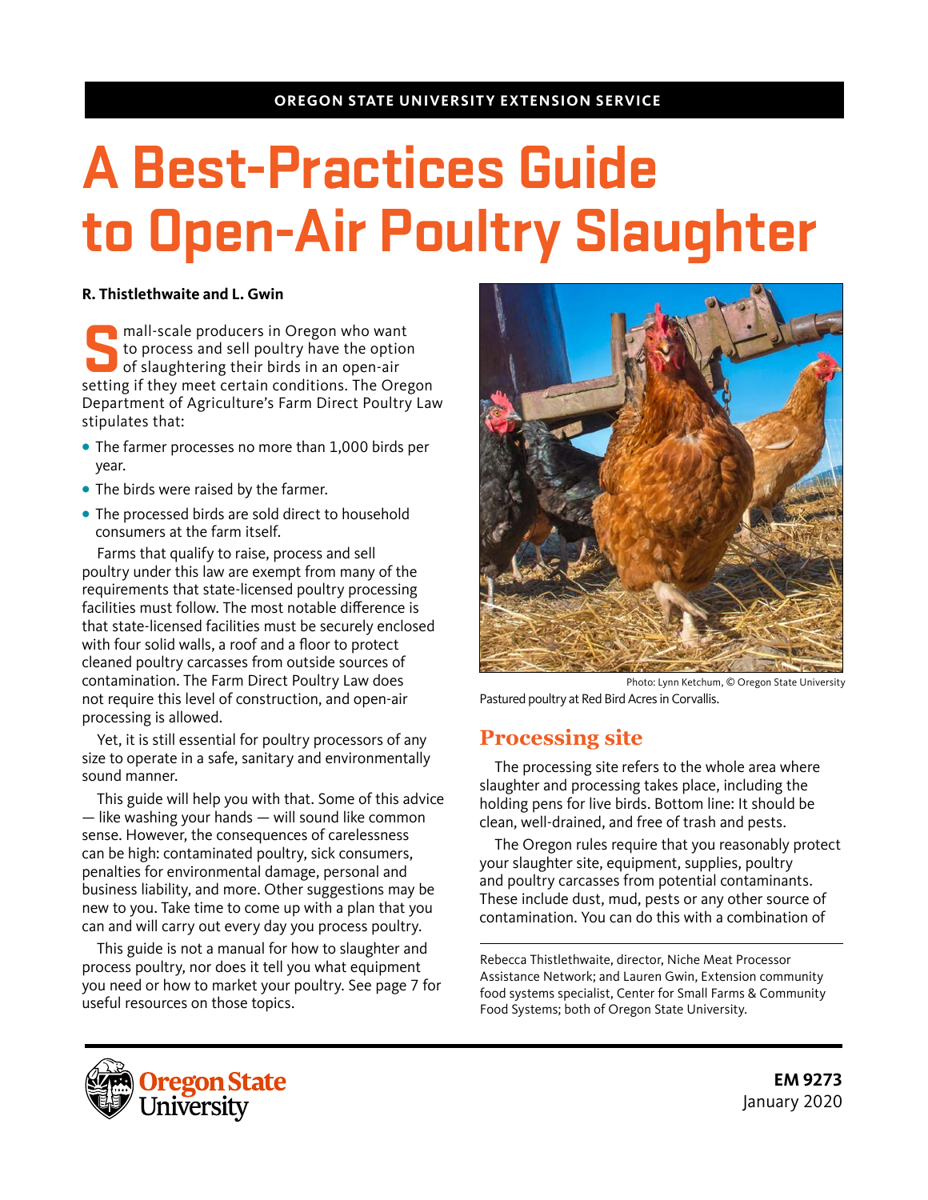OREGON STATE UNIVERSITY EXTENSION SERVICE

# A Best-Practices Guide to Open-Air Poultry Slaughter

**R. Thistlethwaite and L. Gwin**

Small-scale producers in Oregon who want to process and sell poultry have the option of slaughtering their birds in an open-air setting if they meet certain conditions. The Oregon Department of Agriculture's Farm Direct Poultry Law stipulates that:

- The farmer processes no more than 1,000 birds per year.
- The birds were raised by the farmer.
- The processed birds are sold direct to household consumers at the farm itself.

Farms that qualify to raise, process and sell poultry under this law are exempt from many of the requirements that state-licensed poultry processing facilities must follow. The most notable difference is that state-licensed facilities must be securely enclosed with four solid walls, a roof and a floor to protect cleaned poultry carcasses from outside sources of contamination. The Farm Direct Poultry Law does not require this level of construction, and open-air processing is allowed.

Yet, it is still essential for poultry processors of any size to operate in a safe, sanitary and environmentally sound manner.

This guide will help you with that. Some of this advice — like washing your hands — will sound like common sense. However, the consequences of carelessness can be high: contaminated poultry, sick consumers, penalties for environmental damage, personal and business liability, and more. Other suggestions may be new to you. Take time to come up with a plan that you can and will carry out every day you process poultry.

This guide is not a manual for how to slaughter and process poultry, nor does it tell you what equipment you need or how to market your poultry. See page 7 for useful resources on those topics.

Photo: Lynn Ketchum, © Oregon State University

Pastured poultry at Red Bird Acres in Corvallis.

## Processing site

The processing site refers to the whole area where slaughter and processing takes place, including the holding pens for live birds. Bottom line: It should be clean, well-drained, and free of trash and pests.

The Oregon rules require that you reasonably protect your slaughter site, equipment, supplies, poultry and poultry carcasses from potential contaminants. These include dust, mud, pests or any other source of contamination. You can do this with a combination of

---

Rebecca Thistlethwaite, director, Niche Meat Processor Assistance Network; and Lauren Gwin, Extension community food systems specialist, Center for Small Farms & Community Food Systems; both of Oregon State University.

**EM 9273**
January 2020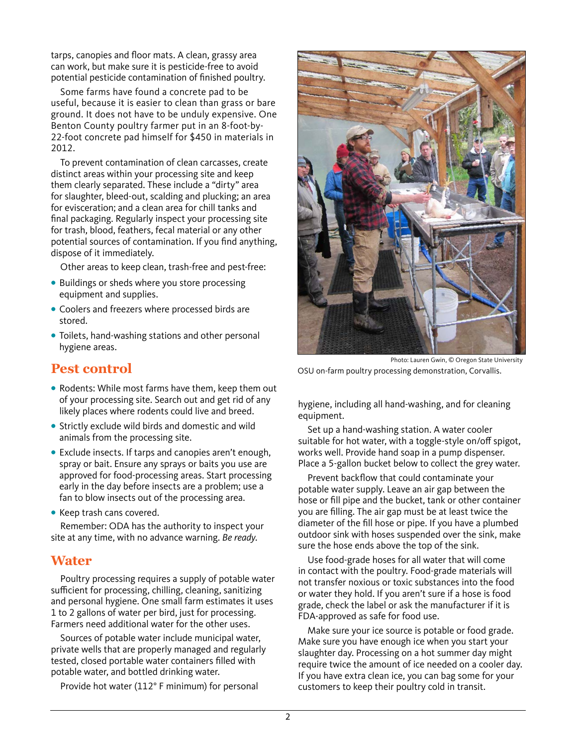tarps, canopies and floor mats. A clean, grassy area can work, but make sure it is pesticide-free to avoid potential pesticide contamination of finished poultry.

Some farms have found a concrete pad to be useful, because it is easier to clean than grass or bare ground. It does not have to be unduly expensive. One Benton County poultry farmer put in an 8-foot-by-22-foot concrete pad himself for $450 in materials in 2012.

To prevent contamination of clean carcasses, create distinct areas within your processing site and keep them clearly separated. These include a "dirty" area for slaughter, bleed-out, scalding and plucking; an area for evisceration; and a clean area for chill tanks and final packaging. Regularly inspect your processing site for trash, blood, feathers, fecal material or any other potential sources of contamination. If you find anything, dispose of it immediately.

Other areas to keep clean, trash-free and pest-free:

- Buildings or sheds where you store processing equipment and supplies.
- Coolers and freezers where processed birds are stored.
- Toilets, hand-washing stations and other personal hygiene areas.

## Pest control

- Rodents: While most farms have them, keep them out of your processing site. Search out and get rid of any likely places where rodents could live and breed.
- Strictly exclude wild birds and domestic and wild animals from the processing site.
- Exclude insects. If tarps and canopies aren't enough, spray or bait. Ensure any sprays or baits you use are approved for food-processing areas. Start processing early in the day before insects are a problem; use a fan to blow insects out of the processing area.
- Keep trash cans covered.

Remember: ODA has the authority to inspect your site at any time, with no advance warning. *Be ready.*

## Water

Poultry processing requires a supply of potable water sufficient for processing, chilling, cleaning, sanitizing and personal hygiene. One small farm estimates it uses 1 to 2 gallons of water per bird, just for processing. Farmers need additional water for the other uses.

Sources of potable water include municipal water, private wells that are properly managed and regularly tested, closed portable water containers filled with potable water, and bottled drinking water.

Provide hot water (112° F minimum) for personal hygiene, including all hand-washing, and for cleaning equipment.

Photo: Lauren Gwin, © Oregon State University

OSU on-farm poultry processing demonstration, Corvallis.

Set up a hand-washing station. A water cooler suitable for hot water, with a toggle-style on/off spigot, works well. Provide hand soap in a pump dispenser. Place a 5-gallon bucket below to collect the grey water.

Prevent backflow that could contaminate your potable water supply. Leave an air gap between the hose or fill pipe and the bucket, tank or other container you are filling. The air gap must be at least twice the diameter of the fill hose or pipe. If you have a plumbed outdoor sink with hoses suspended over the sink, make sure the hose ends above the top of the sink.

Use food-grade hoses for all water that will come in contact with the poultry. Food-grade materials will not transfer noxious or toxic substances into the food or water they hold. If you aren't sure if a hose is food grade, check the label or ask the manufacturer if it is FDA-approved as safe for food use.

Make sure your ice source is potable or food grade. Make sure you have enough ice when you start your slaughter day. Processing on a hot summer day might require twice the amount of ice needed on a cooler day. If you have extra clean ice, you can bag some for your customers to keep their poultry cold in transit.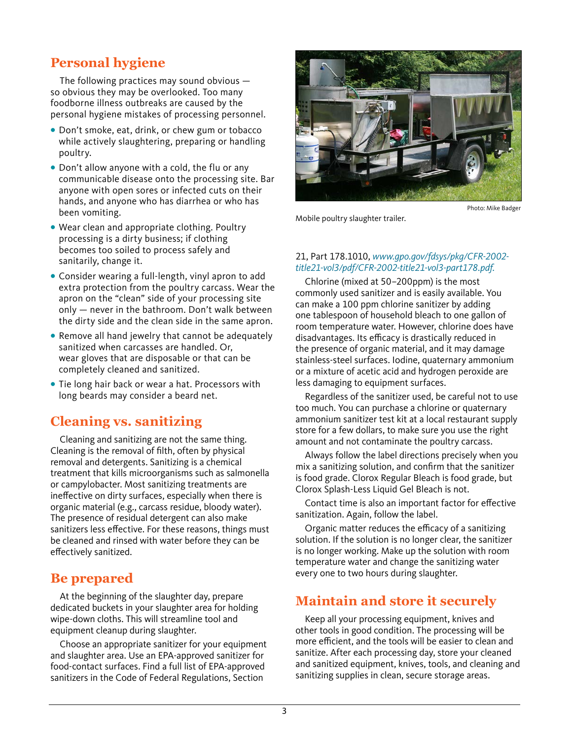## Personal hygiene

The following practices may sound obvious — so obvious they may be overlooked. Too many foodborne illness outbreaks are caused by the personal hygiene mistakes of processing personnel.

- Don't smoke, eat, drink, or chew gum or tobacco while actively slaughtering, preparing or handling poultry.
- Don't allow anyone with a cold, the flu or any communicable disease onto the processing site. Bar anyone with open sores or infected cuts on their hands, and anyone who has diarrhea or who has been vomiting.
- Wear clean and appropriate clothing. Poultry processing is a dirty business; if clothing becomes too soiled to process safely and sanitarily, change it.
- Consider wearing a full-length, vinyl apron to add extra protection from the poultry carcass. Wear the apron on the "clean" side of your processing site only — never in the bathroom. Don't walk between the dirty side and the clean side in the same apron.
- Remove all hand jewelry that cannot be adequately sanitized when carcasses are handled. Or, wear gloves that are disposable or that can be completely cleaned and sanitized.
- Tie long hair back or wear a hat. Processors with long beards may consider a beard net.

## Cleaning vs. sanitizing

Cleaning and sanitizing are not the same thing. Cleaning is the removal of filth, often by physical removal and detergents. Sanitizing is a chemical treatment that kills microorganisms such as salmonella or campylobacter. Most sanitizing treatments are ineffective on dirty surfaces, especially when there is organic material (e.g., carcass residue, bloody water). The presence of residual detergent can also make sanitizers less effective. For these reasons, things must be cleaned and rinsed with water before they can be effectively sanitized.

## Be prepared

At the beginning of the slaughter day, prepare dedicated buckets in your slaughter area for holding wipe-down cloths. This will streamline tool and equipment cleanup during slaughter.

Choose an appropriate sanitizer for your equipment and slaughter area. Use an EPA-approved sanitizer for food-contact surfaces. Find a full list of EPA-approved sanitizers in the Code of Federal Regulations, Section 21, Part 178.1010, *www.gpo.gov/fdsys/pkg/CFR-2002-title21-vol3/pdf/CFR-2002-title21-vol3-part178.pdf.*

Photo: Mike Badger

Mobile poultry slaughter trailer.

Chlorine (mixed at 50–200ppm) is the most commonly used sanitizer and is easily available. You can make a 100 ppm chlorine sanitizer by adding one tablespoon of household bleach to one gallon of room temperature water. However, chlorine does have disadvantages. Its efficacy is drastically reduced in the presence of organic material, and it may damage stainless-steel surfaces. Iodine, quaternary ammonium or a mixture of acetic acid and hydrogen peroxide are less damaging to equipment surfaces.

Regardless of the sanitizer used, be careful not to use too much. You can purchase a chlorine or quaternary ammonium sanitizer test kit at a local restaurant supply store for a few dollars, to make sure you use the right amount and not contaminate the poultry carcass.

Always follow the label directions precisely when you mix a sanitizing solution, and confirm that the sanitizer is food grade. Clorox Regular Bleach is food grade, but Clorox Splash-Less Liquid Gel Bleach is not.

Contact time is also an important factor for effective sanitization. Again, follow the label.

Organic matter reduces the efficacy of a sanitizing solution. If the solution is no longer clear, the sanitizer is no longer working. Make up the solution with room temperature water and change the sanitizing water every one to two hours during slaughter.

## Maintain and store it securely

Keep all your processing equipment, knives and other tools in good condition. The processing will be more efficient, and the tools will be easier to clean and sanitize. After each processing day, store your cleaned and sanitized equipment, knives, tools, and cleaning and sanitizing supplies in clean, secure storage areas.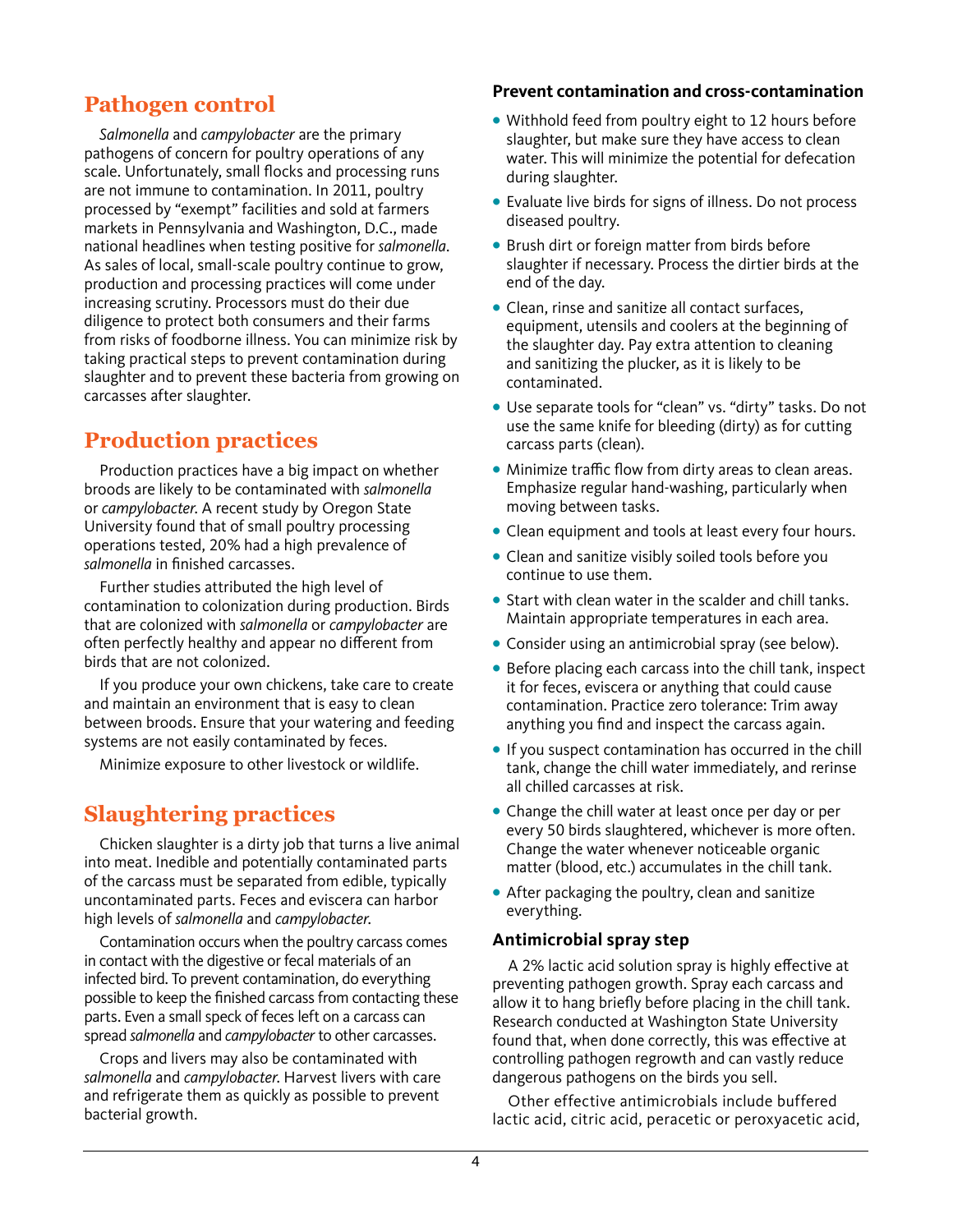## Pathogen control

*Salmonella* and *campylobacter* are the primary pathogens of concern for poultry operations of any scale. Unfortunately, small flocks and processing runs are not immune to contamination. In 2011, poultry processed by "exempt" facilities and sold at farmers markets in Pennsylvania and Washington, D.C., made national headlines when testing positive for *salmonella*. As sales of local, small-scale poultry continue to grow, production and processing practices will come under increasing scrutiny. Processors must do their due diligence to protect both consumers and their farms from risks of foodborne illness. You can minimize risk by taking practical steps to prevent contamination during slaughter and to prevent these bacteria from growing on carcasses after slaughter.

## Production practices

Production practices have a big impact on whether broods are likely to be contaminated with *salmonella* or *campylobacter.* A recent study by Oregon State University found that of small poultry processing operations tested, 20% had a high prevalence of *salmonella* in finished carcasses.

Further studies attributed the high level of contamination to colonization during production. Birds that are colonized with *salmonella* or *campylobacter* are often perfectly healthy and appear no different from birds that are not colonized.

If you produce your own chickens, take care to create and maintain an environment that is easy to clean between broods. Ensure that your watering and feeding systems are not easily contaminated by feces.

Minimize exposure to other livestock or wildlife.

## Slaughtering practices

Chicken slaughter is a dirty job that turns a live animal into meat. Inedible and potentially contaminated parts of the carcass must be separated from edible, typically uncontaminated parts. Feces and eviscera can harbor high levels of *salmonella* and *campylobacter.*

Contamination occurs when the poultry carcass comes in contact with the digestive or fecal materials of an infected bird. To prevent contamination, do everything possible to keep the finished carcass from contacting these parts. Even a small speck of feces left on a carcass can spread *salmonella* and *campylobacter* to other carcasses.

Crops and livers may also be contaminated with *salmonella* and *campylobacter.* Harvest livers with care and refrigerate them as quickly as possible to prevent bacterial growth.

### Prevent contamination and cross-contamination

- Withhold feed from poultry eight to 12 hours before slaughter, but make sure they have access to clean water. This will minimize the potential for defecation during slaughter.
- Evaluate live birds for signs of illness. Do not process diseased poultry.
- Brush dirt or foreign matter from birds before slaughter if necessary. Process the dirtier birds at the end of the day.
- Clean, rinse and sanitize all contact surfaces, equipment, utensils and coolers at the beginning of the slaughter day. Pay extra attention to cleaning and sanitizing the plucker, as it is likely to be contaminated.
- Use separate tools for "clean" vs. "dirty" tasks. Do not use the same knife for bleeding (dirty) as for cutting carcass parts (clean).
- Minimize traffic flow from dirty areas to clean areas. Emphasize regular hand-washing, particularly when moving between tasks.
- Clean equipment and tools at least every four hours.
- Clean and sanitize visibly soiled tools before you continue to use them.
- Start with clean water in the scalder and chill tanks. Maintain appropriate temperatures in each area.
- Consider using an antimicrobial spray (see below).
- Before placing each carcass into the chill tank, inspect it for feces, eviscera or anything that could cause contamination. Practice zero tolerance: Trim away anything you find and inspect the carcass again.
- If you suspect contamination has occurred in the chill tank, change the chill water immediately, and rerinse all chilled carcasses at risk.
- Change the chill water at least once per day or per every 50 birds slaughtered, whichever is more often. Change the water whenever noticeable organic matter (blood, etc.) accumulates in the chill tank.
- After packaging the poultry, clean and sanitize everything.

### Antimicrobial spray step

A 2% lactic acid solution spray is highly effective at preventing pathogen growth. Spray each carcass and allow it to hang briefly before placing in the chill tank. Research conducted at Washington State University found that, when done correctly, this was effective at controlling pathogen regrowth and can vastly reduce dangerous pathogens on the birds you sell.

Other effective antimicrobials include buffered lactic acid, citric acid, peracetic or peroxyacetic acid,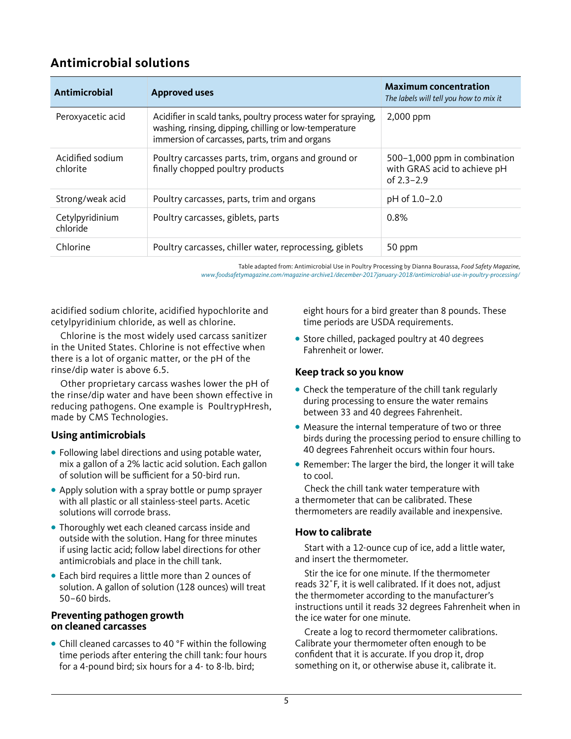## Antimicrobial solutions

| Antimicrobial | Approved uses | Maximum concentration *The labels will tell you how to mix it* |
|---|---|---|
| Peroxyacetic acid | Acidifier in scald tanks, poultry process water for spraying, washing, rinsing, dipping, chilling or low-temperature immersion of carcasses, parts, trim and organs | 2,000 ppm |
| Acidified sodium chlorite | Poultry carcasses parts, trim, organs and ground or finally chopped poultry products | 500–1,000 ppm in combination with GRAS acid to achieve pH of 2.3–2.9 |
| Strong/weak acid | Poultry carcasses, parts, trim and organs | pH of 1.0–2.0 |
| Cetylpyridinium chloride | Poultry carcasses, giblets, parts | 0.8% |
| Chlorine | Poultry carcasses, chiller water, reprocessing, giblets | 50 ppm |

Table adapted from: Antimicrobial Use in Poultry Processing by Dianna Bourassa, *Food Safety Magazine*, *www.foodsafetymagazine.com/magazine-archive1/december-2017january-2018/antimicrobial-use-in-poultry-processing/*

acidified sodium chlorite, acidified hypochlorite and cetylpyridinium chloride, as well as chlorine.

Chlorine is the most widely used carcass sanitizer in the United States. Chlorine is not effective when there is a lot of organic matter, or the pH of the rinse/dip water is above 6.5.

Other proprietary carcass washes lower the pH of the rinse/dip water and have been shown effective in reducing pathogens. One example is PoultrypHresh, made by CMS Technologies.

### Using antimicrobials

- Following label directions and using potable water, mix a gallon of a 2% lactic acid solution. Each gallon of solution will be sufficient for a 50-bird run.
- Apply solution with a spray bottle or pump sprayer with all plastic or all stainless-steel parts. Acetic solutions will corrode brass.
- Thoroughly wet each cleaned carcass inside and outside with the solution. Hang for three minutes if using lactic acid; follow label directions for other antimicrobials and place in the chill tank.
- Each bird requires a little more than 2 ounces of solution. A gallon of solution (128 ounces) will treat 50–60 birds.

### Preventing pathogen growth on cleaned carcasses

- Chill cleaned carcasses to 40 °F within the following time periods after entering the chill tank: four hours for a 4-pound bird; six hours for a 4- to 8-lb. bird; eight hours for a bird greater than 8 pounds. These time periods are USDA requirements.
- Store chilled, packaged poultry at 40 degrees Fahrenheit or lower.

### Keep track so you know

- Check the temperature of the chill tank regularly during processing to ensure the water remains between 33 and 40 degrees Fahrenheit.
- Measure the internal temperature of two or three birds during the processing period to ensure chilling to 40 degrees Fahrenheit occurs within four hours.
- Remember: The larger the bird, the longer it will take to cool.

Check the chill tank water temperature with a thermometer that can be calibrated. These thermometers are readily available and inexpensive.

### How to calibrate

Start with a 12-ounce cup of ice, add a little water, and insert the thermometer.

Stir the ice for one minute. If the thermometer reads 32˚F, it is well calibrated. If it does not, adjust the thermometer according to the manufacturer's instructions until it reads 32 degrees Fahrenheit when in the ice water for one minute.

Create a log to record thermometer calibrations. Calibrate your thermometer often enough to be confident that it is accurate. If you drop it, drop something on it, or otherwise abuse it, calibrate it.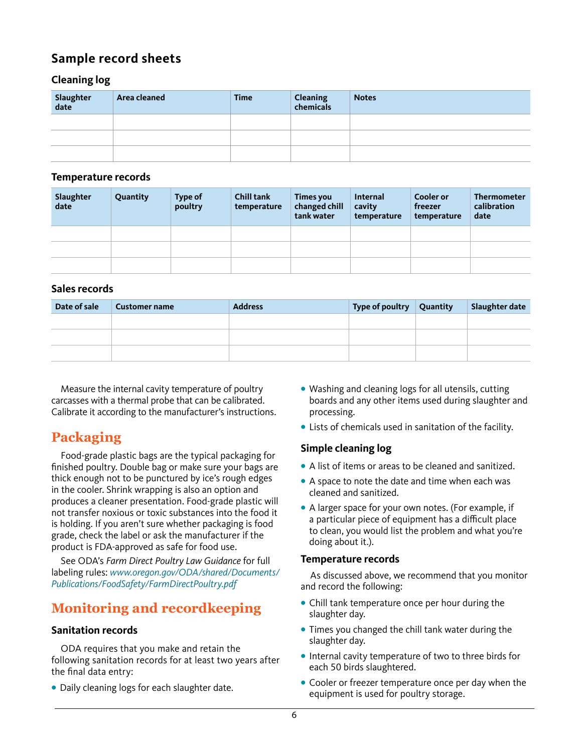## Sample record sheets

### Cleaning log

| Slaughter date | Area cleaned | Time | Cleaning chemicals | Notes |
|---|---|---|---|---|
| | | | | |
| | | | | |
| | | | | |

### Temperature records

| Slaughter date | Quantity | Type of poultry | Chill tank temperature | Times you changed chill tank water | Internal cavity temperature | Cooler or freezer temperature | Thermometer calibration date |
|---|---|---|---|---|---|---|---|
| | | | | | | | |
| | | | | | | | |
| | | | | | | | |

### Sales records

| Date of sale | Customer name | Address | Type of poultry | Quantity | Slaughter date |
|---|---|---|---|---|---|
| | | | | | |
| | | | | | |
| | | | | | |

Measure the internal cavity temperature of poultry carcasses with a thermal probe that can be calibrated. Calibrate it according to the manufacturer's instructions.

## Packaging

Food-grade plastic bags are the typical packaging for finished poultry. Double bag or make sure your bags are thick enough not to be punctured by ice's rough edges in the cooler. Shrink wrapping is also an option and produces a cleaner presentation. Food-grade plastic will not transfer noxious or toxic substances into the food it is holding. If you aren't sure whether packaging is food grade, check the label or ask the manufacturer if the product is FDA-approved as safe for food use.

See ODA's *Farm Direct Poultry Law Guidance* for full labeling rules: *www.oregon.gov/ODA/shared/Documents/Publications/FoodSafety/FarmDirectPoultry.pdf*

## Monitoring and recordkeeping

### Sanitation records

ODA requires that you make and retain the following sanitation records for at least two years after the final data entry:

- Daily cleaning logs for each slaughter date.
- Washing and cleaning logs for all utensils, cutting boards and any other items used during slaughter and processing.
- Lists of chemicals used in sanitation of the facility.

### Simple cleaning log

- A list of items or areas to be cleaned and sanitized.
- A space to note the date and time when each was cleaned and sanitized.
- A larger space for your own notes. (For example, if a particular piece of equipment has a difficult place to clean, you would list the problem and what you're doing about it.).

### Temperature records

As discussed above, we recommend that you monitor and record the following:

- Chill tank temperature once per hour during the slaughter day.
- Times you changed the chill tank water during the slaughter day.
- Internal cavity temperature of two to three birds for each 50 birds slaughtered.
- Cooler or freezer temperature once per day when the equipment is used for poultry storage.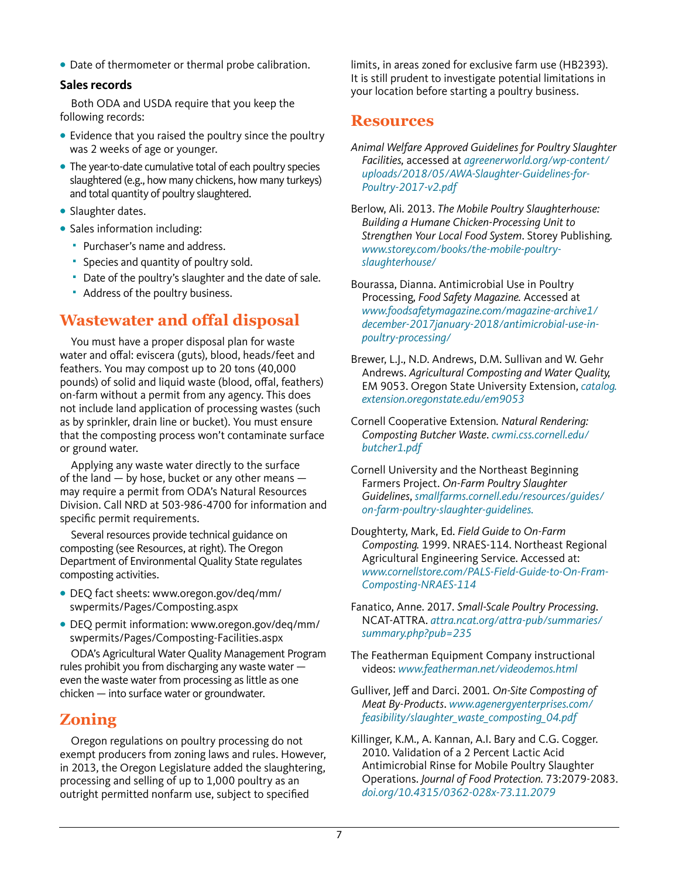- Date of thermometer or thermal probe calibration.

### Sales records

Both ODA and USDA require that you keep the following records:

- Evidence that you raised the poultry since the poultry was 2 weeks of age or younger.
- The year-to-date cumulative total of each poultry species slaughtered (e.g., how many chickens, how many turkeys) and total quantity of poultry slaughtered.
- Slaughter dates.
- Sales information including:
  - Purchaser's name and address.
  - Species and quantity of poultry sold.
  - Date of the poultry's slaughter and the date of sale.
  - Address of the poultry business.

## Wastewater and offal disposal

You must have a proper disposal plan for waste water and offal: eviscera (guts), blood, heads/feet and feathers. You may compost up to 20 tons (40,000 pounds) of solid and liquid waste (blood, offal, feathers) on-farm without a permit from any agency. This does not include land application of processing wastes (such as by sprinkler, drain line or bucket). You must ensure that the composting process won't contaminate surface or ground water.

Applying any waste water directly to the surface of the land — by hose, bucket or any other means — may require a permit from ODA's Natural Resources Division. Call NRD at 503-986-4700 for information and specific permit requirements.

Several resources provide technical guidance on composting (see Resources, at right). The Oregon Department of Environmental Quality State regulates composting activities.

- DEQ fact sheets: www.oregon.gov/deq/mm/swpermits/Pages/Composting.aspx
- DEQ permit information: www.oregon.gov/deq/mm/swpermits/Pages/Composting-Facilities.aspx

ODA's Agricultural Water Quality Management Program rules prohibit you from discharging any waste water — even the waste water from processing as little as one chicken — into surface water or groundwater.

## Zoning

Oregon regulations on poultry processing do not exempt producers from zoning laws and rules. However, in 2013, the Oregon Legislature added the slaughtering, processing and selling of up to 1,000 poultry as an outright permitted nonfarm use, subject to specified limits, in areas zoned for exclusive farm use (HB2393). It is still prudent to investigate potential limitations in your location before starting a poultry business.

## Resources

*Animal Welfare Approved Guidelines for Poultry Slaughter Facilities*, accessed at *agreenerworld.org/wp-content/uploads/2018/05/AWA-Slaughter-Guidelines-for-Poultry-2017-v2.pdf*

Berlow, Ali. 2013. *The Mobile Poultry Slaughterhouse: Building a Humane Chicken-Processing Unit to Strengthen Your Local Food System*. Storey Publishing. *www.storey.com/books/the-mobile-poultry-slaughterhouse/*

Bourassa, Dianna. Antimicrobial Use in Poultry Processing, *Food Safety Magazine*. Accessed at *www.foodsafetymagazine.com/magazine-archive1/december-2017january-2018/antimicrobial-use-in-poultry-processing/*

Brewer, L.J., N.D. Andrews, D.M. Sullivan and W. Gehr Andrews. *Agricultural Composting and Water Quality*, EM 9053. Oregon State University Extension, *catalog.extension.oregonstate.edu/em9053*

Cornell Cooperative Extension. *Natural Rendering: Composting Butcher Waste*. *cwmi.css.cornell.edu/butcher1.pdf*

Cornell University and the Northeast Beginning Farmers Project. *On-Farm Poultry Slaughter Guidelines*, *smallfarms.cornell.edu/resources/guides/on-farm-poultry-slaughter-guidelines.*

Dougherty, Mark, Ed. *Field Guide to On-Farm Composting*. 1999. NRAES-114. Northeast Regional Agricultural Engineering Service. Accessed at: *www.cornellstore.com/PALS-Field-Guide-to-On-Fram-Composting-NRAES-114*

Fanatico, Anne. 2017. *Small-Scale Poultry Processing*. NCAT-ATTRA. *attra.ncat.org/attra-pub/summaries/summary.php?pub=235*

The Featherman Equipment Company instructional videos: *www.featherman.net/videodemos.html*

Gulliver, Jeff and Darci. 2001. *On-Site Composting of Meat By-Products*. *www.agenergyenterprises.com/feasibility/slaughter_waste_composting_04.pdf*

Killinger, K.M., A. Kannan, A.I. Bary and C.G. Cogger. 2010. Validation of a 2 Percent Lactic Acid Antimicrobial Rinse for Mobile Poultry Slaughter Operations. *Journal of Food Protection*. 73:2079-2083. *doi.org/10.4315/0362-028x-73.11.2079*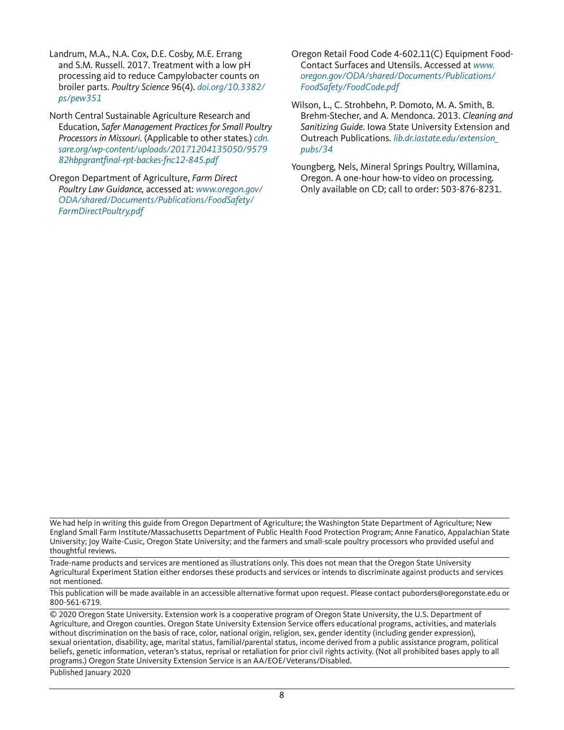Landrum, M.A., N.A. Cox, D.E. Cosby, M.E. Errang and S.M. Russell. 2017. Treatment with a low pH processing aid to reduce Campylobacter counts on broiler parts. *Poultry Science* 96(4). *doi.org/10.3382/ps/pew351*

North Central Sustainable Agriculture Research and Education, *Safer Management Practices for Small Poultry Processors in Missouri*. (Applicable to other states.) *cdn.sare.org/wp-content/uploads/20171204135050/957982hbpgrantfinal-rpt-backes-fnc12-845.pdf*

Oregon Department of Agriculture, *Farm Direct Poultry Law Guidance*, accessed at: *www.oregon.gov/ODA/shared/Documents/Publications/FoodSafety/FarmDirectPoultry.pdf*

Oregon Retail Food Code 4-602.11(C) Equipment Food-Contact Surfaces and Utensils. Accessed at *www.oregon.gov/ODA/shared/Documents/Publications/FoodSafety/FoodCode.pdf*

Wilson, L., C. Strohbehn, P. Domoto, M. A. Smith, B. Brehm-Stecher, and A. Mendonca. 2013. *Cleaning and Sanitizing Guide*. Iowa State University Extension and Outreach Publications. *lib.dr.iastate.edu/extension_pubs/34*

Youngberg, Nels, Mineral Springs Poultry, Willamina, Oregon. A one-hour how-to video on processing. Only available on CD; call to order: 503-876-8231.

---

We had help in writing this guide from Oregon Department of Agriculture; the Washington State Department of Agriculture; New England Small Farm Institute/Massachusetts Department of Public Health Food Protection Program; Anne Fanatico, Appalachian State University; Joy Waite-Cusic, Oregon State University; and the farmers and small-scale poultry processors who provided useful and thoughtful reviews.

Trade-name products and services are mentioned as illustrations only. This does not mean that the Oregon State University Agricultural Experiment Station either endorses these products and services or intends to discriminate against products and services not mentioned.

This publication will be made available in an accessible alternative format upon request. Please contact puborders@oregonstate.edu or 800-561-6719.

© 2020 Oregon State University. Extension work is a cooperative program of Oregon State University, the U.S. Department of Agriculture, and Oregon counties. Oregon State University Extension Service offers educational programs, activities, and materials without discrimination on the basis of race, color, national origin, religion, sex, gender identity (including gender expression), sexual orientation, disability, age, marital status, familial/parental status, income derived from a public assistance program, political beliefs, genetic information, veteran's status, reprisal or retaliation for prior civil rights activity. (Not all prohibited bases apply to all programs.) Oregon State University Extension Service is an AA/EOE/Veterans/Disabled.

Published January 2020